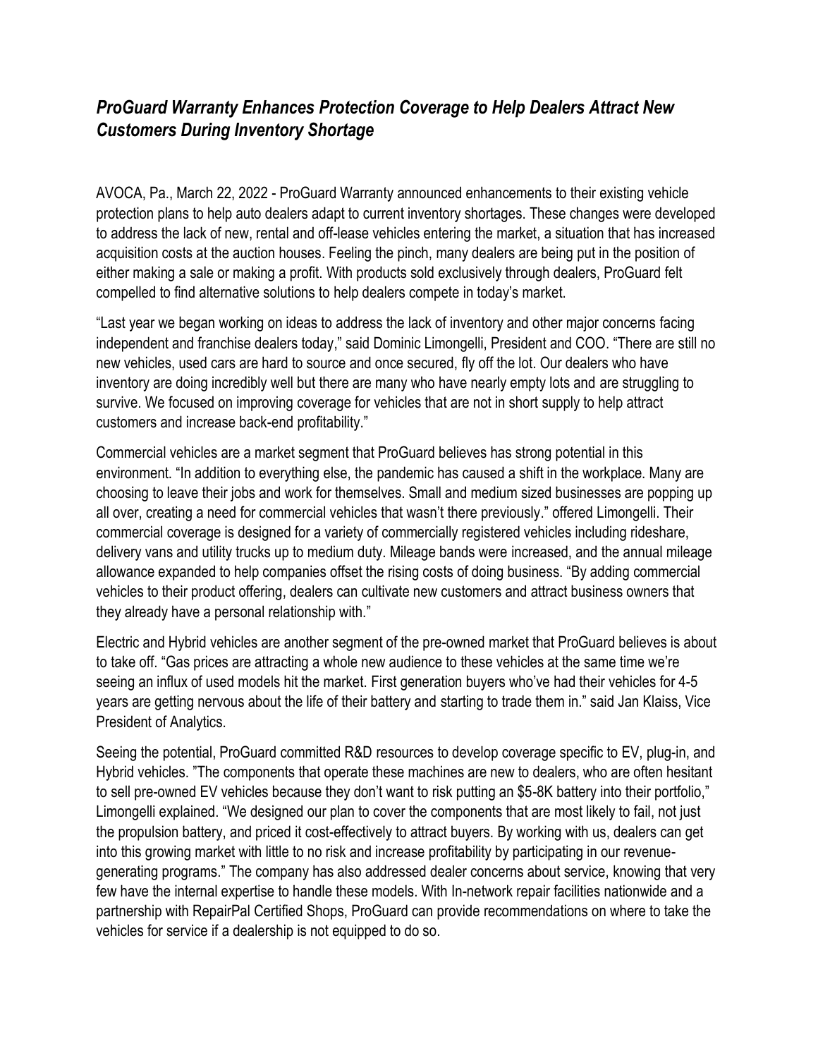## *ProGuard Warranty Enhances Protection Coverage to Help Dealers Attract New Customers During Inventory Shortage*

AVOCA, Pa., March 22, 2022 - ProGuard Warranty announced enhancements to their existing vehicle protection plans to help auto dealers adapt to current inventory shortages. These changes were developed to address the lack of new, rental and off-lease vehicles entering the market, a situation that has increased acquisition costs at the auction houses. Feeling the pinch, many dealers are being put in the position of either making a sale or making a profit. With products sold exclusively through dealers, ProGuard felt compelled to find alternative solutions to help dealers compete in today's market.

"Last year we began working on ideas to address the lack of inventory and other major concerns facing independent and franchise dealers today," said Dominic Limongelli, President and COO. "There are still no new vehicles, used cars are hard to source and once secured, fly off the lot. Our dealers who have inventory are doing incredibly well but there are many who have nearly empty lots and are struggling to survive. We focused on improving coverage for vehicles that are not in short supply to help attract customers and increase back-end profitability."

Commercial vehicles are a market segment that ProGuard believes has strong potential in this environment. "In addition to everything else, the pandemic has caused a shift in the workplace. Many are choosing to leave their jobs and work for themselves. Small and medium sized businesses are popping up all over, creating a need for commercial vehicles that wasn't there previously." offered Limongelli. Their commercial coverage is designed for a variety of commercially registered vehicles including rideshare, delivery vans and utility trucks up to medium duty. Mileage bands were increased, and the annual mileage allowance expanded to help companies offset the rising costs of doing business. "By adding commercial vehicles to their product offering, dealers can cultivate new customers and attract business owners that they already have a personal relationship with."

Electric and Hybrid vehicles are another segment of the pre-owned market that ProGuard believes is about to take off. "Gas prices are attracting a whole new audience to these vehicles at the same time we're seeing an influx of used models hit the market. First generation buyers who've had their vehicles for 4-5 years are getting nervous about the life of their battery and starting to trade them in." said Jan Klaiss, Vice President of Analytics.

Seeing the potential, ProGuard committed R&D resources to develop coverage specific to EV, plug-in, and Hybrid vehicles. "The components that operate these machines are new to dealers, who are often hesitant to sell pre-owned EV vehicles because they don't want to risk putting an $5-8K battery into their portfolio," Limongelli explained. "We designed our plan to cover the components that are most likely to fail, not just the propulsion battery, and priced it cost-effectively to attract buyers. By working with us, dealers can get into this growing market with little to no risk and increase profitability by participating in our revenue-generating programs." The company has also addressed dealer concerns about service, knowing that very few have the internal expertise to handle these models. With In-network repair facilities nationwide and a partnership with RepairPal Certified Shops, ProGuard can provide recommendations on where to take the vehicles for service if a dealership is not equipped to do so.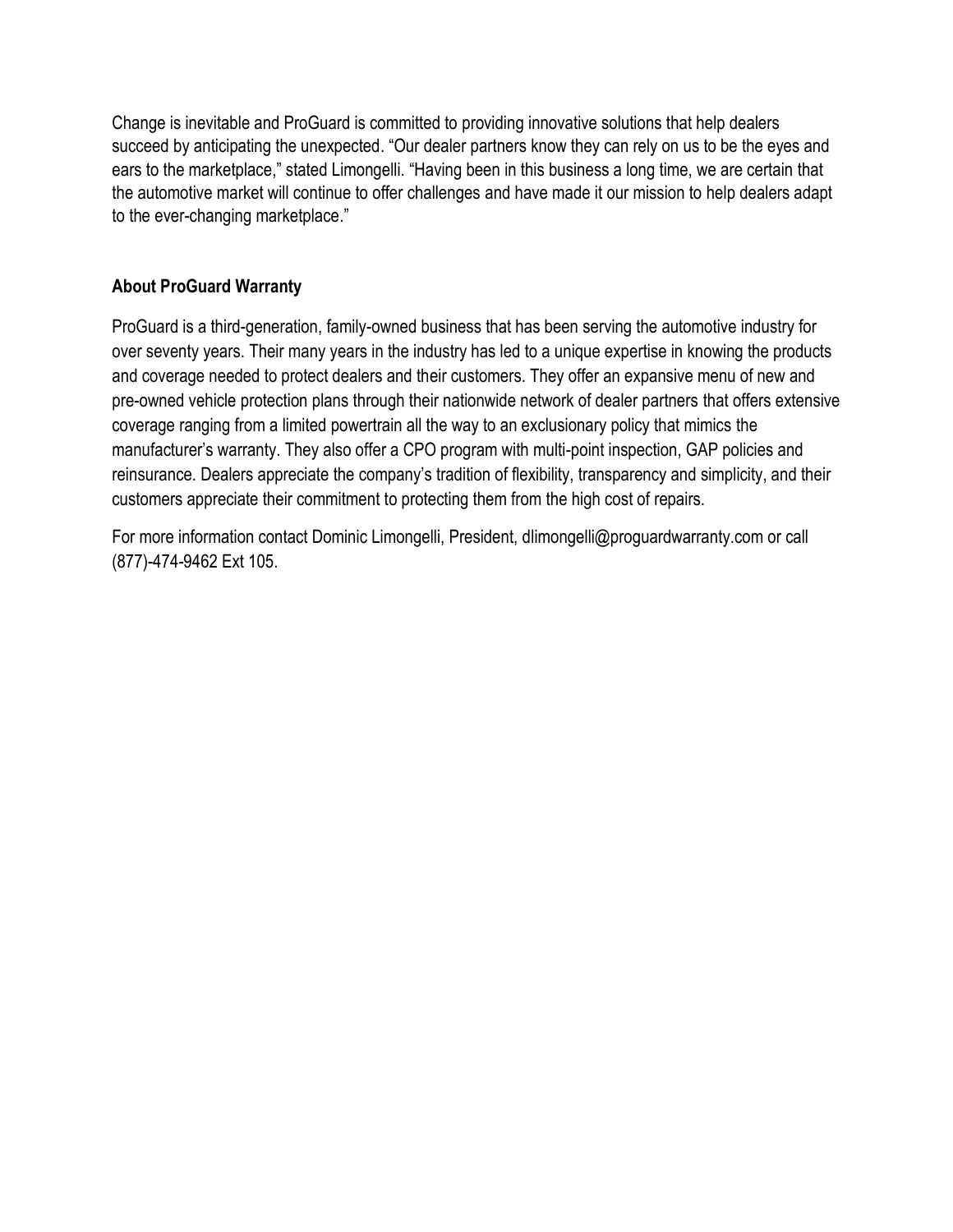Change is inevitable and ProGuard is committed to providing innovative solutions that help dealers succeed by anticipating the unexpected. "Our dealer partners know they can rely on us to be the eyes and ears to the marketplace," stated Limongelli. "Having been in this business a long time, we are certain that the automotive market will continue to offer challenges and have made it our mission to help dealers adapt to the ever-changing marketplace."

**About ProGuard Warranty**

ProGuard is a third-generation, family-owned business that has been serving the automotive industry for over seventy years. Their many years in the industry has led to a unique expertise in knowing the products and coverage needed to protect dealers and their customers. They offer an expansive menu of new and pre-owned vehicle protection plans through their nationwide network of dealer partners that offers extensive coverage ranging from a limited powertrain all the way to an exclusionary policy that mimics the manufacturer's warranty. They also offer a CPO program with multi-point inspection, GAP policies and reinsurance. Dealers appreciate the company's tradition of flexibility, transparency and simplicity, and their customers appreciate their commitment to protecting them from the high cost of repairs.

For more information contact Dominic Limongelli, President, dlimongelli@proguardwarranty.com or call (877)-474-9462 Ext 105.